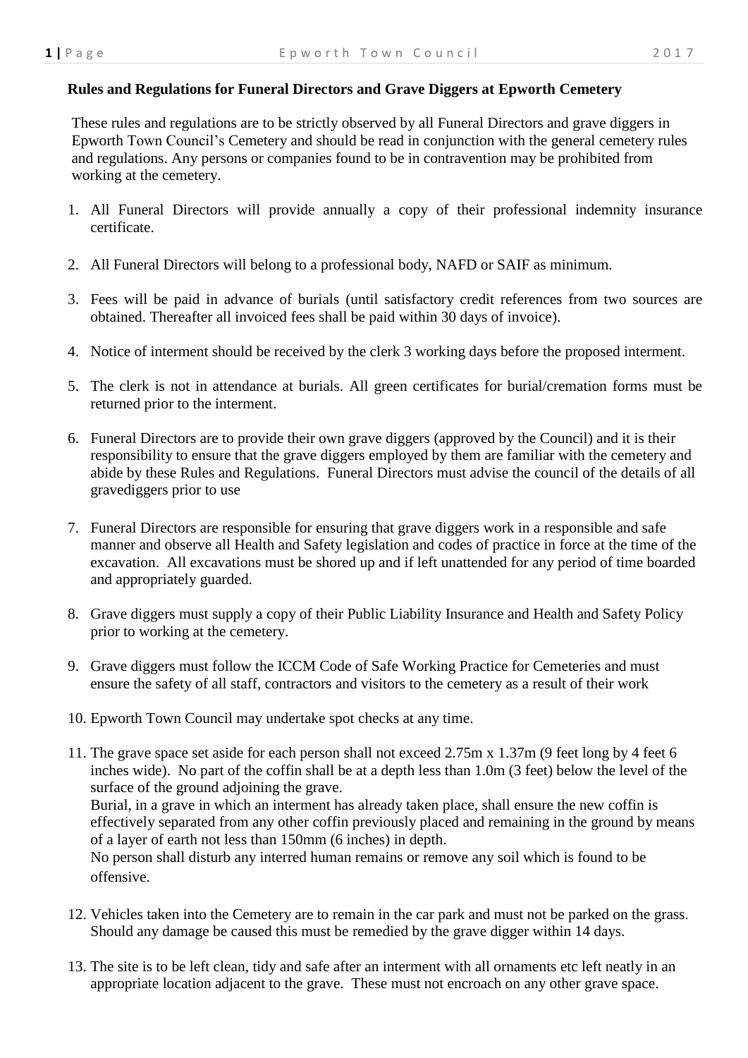**Rules and Regulations for Funeral Directors and Grave Diggers at Epworth Cemetery**

These rules and regulations are to be strictly observed by all Funeral Directors and grave diggers in Epworth Town Council's Cemetery and should be read in conjunction with the general cemetery rules and regulations. Any persons or companies found to be in contravention may be prohibited from working at the cemetery.

1. All Funeral Directors will provide annually a copy of their professional indemnity insurance certificate.
2. All Funeral Directors will belong to a professional body, NAFD or SAIF as minimum.
3. Fees will be paid in advance of burials (until satisfactory credit references from two sources are obtained. Thereafter all invoiced fees shall be paid within 30 days of invoice).
4. Notice of interment should be received by the clerk 3 working days before the proposed interment.
5. The clerk is not in attendance at burials. All green certificates for burial/cremation forms must be returned prior to the interment.
6. Funeral Directors are to provide their own grave diggers (approved by the Council) and it is their responsibility to ensure that the grave diggers employed by them are familiar with the cemetery and abide by these Rules and Regulations. Funeral Directors must advise the council of the details of all gravediggers prior to use
7. Funeral Directors are responsible for ensuring that grave diggers work in a responsible and safe manner and observe all Health and Safety legislation and codes of practice in force at the time of the excavation. All excavations must be shored up and if left unattended for any period of time boarded and appropriately guarded.
8. Grave diggers must supply a copy of their Public Liability Insurance and Health and Safety Policy prior to working at the cemetery.
9. Grave diggers must follow the ICCM Code of Safe Working Practice for Cemeteries and must ensure the safety of all staff, contractors and visitors to the cemetery as a result of their work
10. Epworth Town Council may undertake spot checks at any time.
11. The grave space set aside for each person shall not exceed 2.75m x 1.37m (9 feet long by 4 feet 6 inches wide). No part of the coffin shall be at a depth less than 1.0m (3 feet) below the level of the surface of the ground adjoining the grave.
    Burial, in a grave in which an interment has already taken place, shall ensure the new coffin is effectively separated from any other coffin previously placed and remaining in the ground by means of a layer of earth not less than 150mm (6 inches) in depth.
    No person shall disturb any interred human remains or remove any soil which is found to be offensive.
12. Vehicles taken into the Cemetery are to remain in the car park and must not be parked on the grass. Should any damage be caused this must be remedied by the grave digger within 14 days.
13. The site is to be left clean, tidy and safe after an interment with all ornaments etc left neatly in an appropriate location adjacent to the grave. These must not encroach on any other grave space.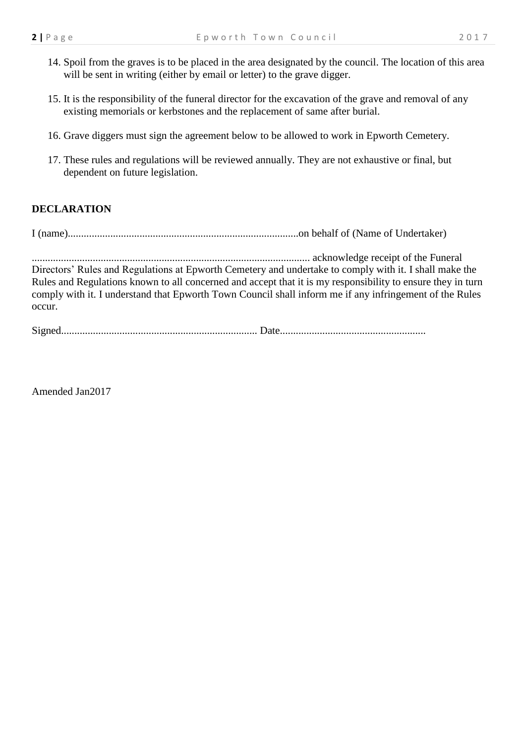14. Spoil from the graves is to be placed in the area designated by the council. The location of this area will be sent in writing (either by email or letter) to the grave digger.

15. It is the responsibility of the funeral director for the excavation of the grave and removal of any existing memorials or kerbstones and the replacement of same after burial.

16. Grave diggers must sign the agreement below to be allowed to work in Epworth Cemetery.

17. These rules and regulations will be reviewed annually. They are not exhaustive or final, but dependent on future legislation.

**DECLARATION**

I (name).......................................................................................on behalf of (Name of Undertaker)

........................................................................................................ acknowledge receipt of the Funeral Directors' Rules and Regulations at Epworth Cemetery and undertake to comply with it. I shall make the Rules and Regulations known to all concerned and accept that it is my responsibility to ensure they in turn comply with it. I understand that Epworth Town Council shall inform me if any infringement of the Rules occur.

Signed.......................................................................... Date.......................................................

Amended Jan2017